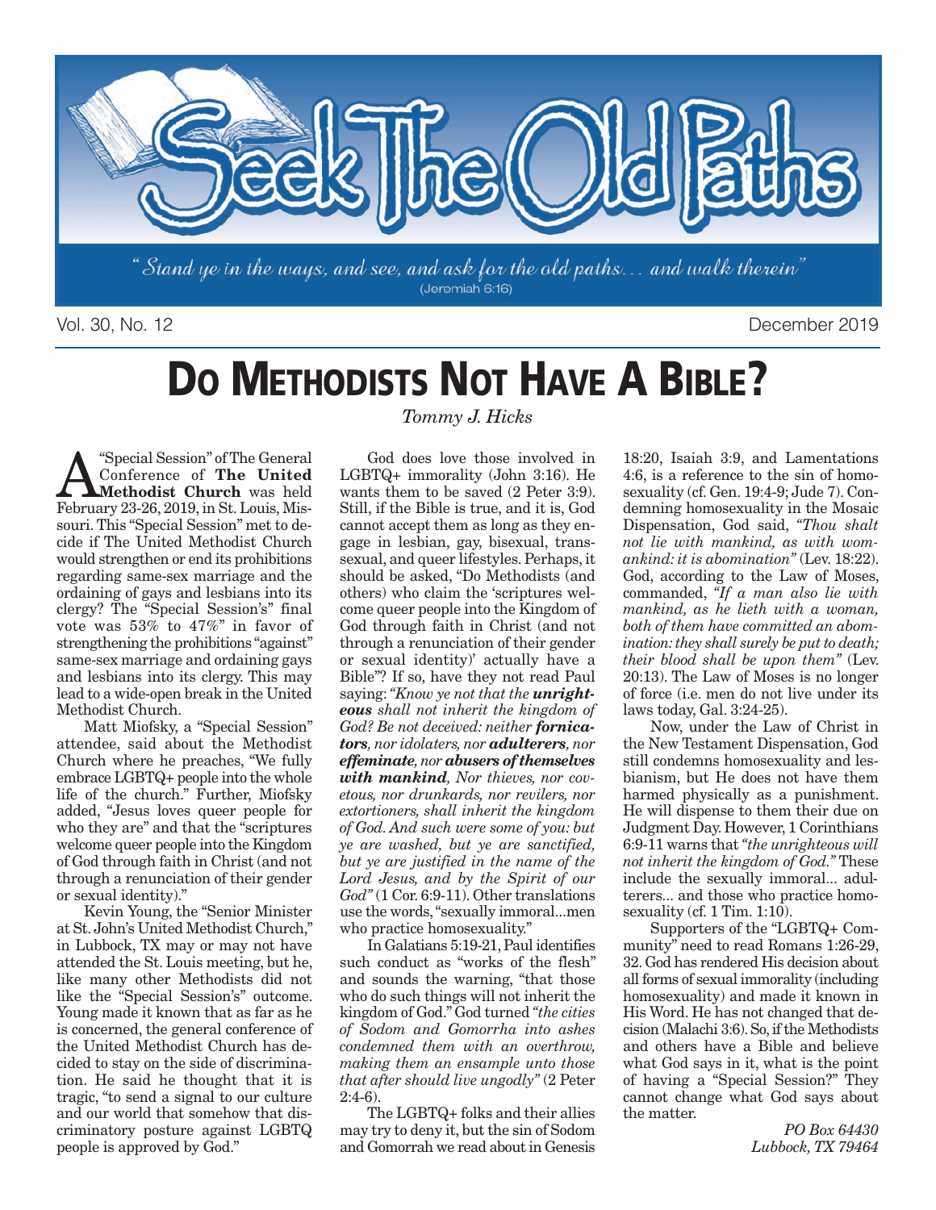# Seek The Old Paths

*"Stand ye in the ways, and see, and ask for the old paths... and walk therein"* (Jeremiah 6:16)

Vol. 30, No. 12 December 2019

# DO METHODISTS NOT HAVE A BIBLE?

*Tommy J. Hicks*

A "Special Session" of The General Conference of **The United Methodist Church** was held February 23-26, 2019, in St. Louis, Missouri. This "Special Session" met to decide if The United Methodist Church would strengthen or end its prohibitions regarding same-sex marriage and the ordaining of gays and lesbians into its clergy? The "Special Session's" final vote was 53% to 47%" in favor of strengthening the prohibitions "against" same-sex marriage and ordaining gays and lesbians into its clergy. This may lead to a wide-open break in the United Methodist Church.

Matt Miofsky, a "Special Session" attendee, said about the Methodist Church where he preaches, "We fully embrace LGBTQ+ people into the whole life of the church." Further, Miofsky added, "Jesus loves queer people for who they are" and that the "scriptures welcome queer people into the Kingdom of God through faith in Christ (and not through a renunciation of their gender or sexual identity)."

Kevin Young, the "Senior Minister at St. John's United Methodist Church," in Lubbock, TX may or may not have attended the St. Louis meeting, but he, like many other Methodists did not like the "Special Session's" outcome. Young made it known that as far as he is concerned, the general conference of the United Methodist Church has decided to stay on the side of discrimination. He said he thought that it is tragic, "to send a signal to our culture and our world that somehow that discriminatory posture against LGBTQ people is approved by God."

God does love those involved in LGBTQ+ immorality (John 3:16). He wants them to be saved (2 Peter 3:9). Still, if the Bible is true, and it is, God cannot accept them as long as they engage in lesbian, gay, bisexual, transsexual, and queer lifestyles. Perhaps, it should be asked, "Do Methodists (and others) who claim the 'scriptures welcome queer people into the Kingdom of God through faith in Christ (and not through a renunciation of their gender or sexual identity)' actually have a Bible"? If so, have they not read Paul saying: *"Know ye not that the* ***unrighteous*** *shall not inherit the kingdom of God? Be not deceived: neither* ***fornicators****, nor idolaters, nor* ***adulterers****, nor* ***effeminate****, nor* ***abusers of themselves with mankind****, Nor thieves, nor covetous, nor drunkards, nor revilers, nor extortioners, shall inherit the kingdom of God. And such were some of you: but ye are washed, but ye are sanctified, but ye are justified in the name of the Lord Jesus, and by the Spirit of our God"* (1 Cor. 6:9-11). Other translations use the words, "sexually immoral...men who practice homosexuality."

In Galatians 5:19-21, Paul identifies such conduct as "works of the flesh" and sounds the warning, "that those who do such things will not inherit the kingdom of God." God turned *"the cities of Sodom and Gomorrha into ashes condemned them with an overthrow, making them an ensample unto those that after should live ungodly"* (2 Peter 2:4-6).

The LGBTQ+ folks and their allies may try to deny it, but the sin of Sodom and Gomorrah we read about in Genesis 18:20, Isaiah 3:9, and Lamentations 4:6, is a reference to the sin of homosexuality (cf. Gen. 19:4-9; Jude 7). Condemning homosexuality in the Mosaic Dispensation, God said, *"Thou shalt not lie with mankind, as with womankind: it is abomination"* (Lev. 18:22). God, according to the Law of Moses, commanded, *"If a man also lie with mankind, as he lieth with a woman, both of them have committed an abomination: they shall surely be put to death; their blood shall be upon them"* (Lev. 20:13). The Law of Moses is no longer of force (i.e. men do not live under its laws today, Gal. 3:24-25).

Now, under the Law of Christ in the New Testament Dispensation, God still condemns homosexuality and lesbianism, but He does not have them harmed physically as a punishment. He will dispense to them their due on Judgment Day. However, 1 Corinthians 6:9-11 warns that *"the unrighteous will not inherit the kingdom of God."* These include the sexually immoral... adulterers... and those who practice homosexuality (cf. 1 Tim. 1:10).

Supporters of the "LGBTQ+ Community" need to read Romans 1:26-29, 32. God has rendered His decision about all forms of sexual immorality (including homosexuality) and made it known in His Word. He has not changed that decision (Malachi 3:6). So, if the Methodists and others have a Bible and believe what God says in it, what is the point of having a "Special Session?" They cannot change what God says about the matter.

*PO Box 64430*
*Lubbock, TX 79464*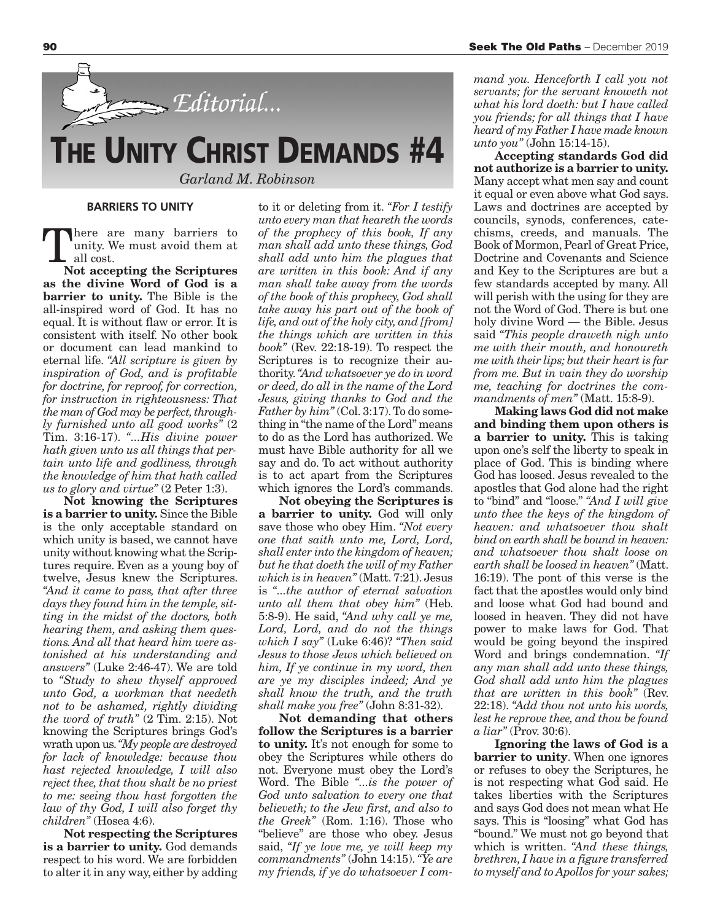## Editorial...

# THE UNITY CHRIST DEMANDS #4

*Garland M. Robinson*

### BARRIERS TO UNITY

There are many barriers to unity. We must avoid them at all cost.

**Not accepting the Scriptures as the divine Word of God is a barrier to unity.** The Bible is the all-inspired word of God. It has no equal. It is without flaw or error. It is consistent with itself. No other book or document can lead mankind to eternal life. *"All scripture is given by inspiration of God, and is profitable for doctrine, for reproof, for correction, for instruction in righteousness: That the man of God may be perfect, throughly furnished unto all good works"* (2 Tim. 3:16-17). *"...His divine power hath given unto us all things that pertain unto life and godliness, through the knowledge of him that hath called us to glory and virtue"* (2 Peter 1:3).

**Not knowing the Scriptures is a barrier to unity.** Since the Bible is the only acceptable standard on which unity is based, we cannot have unity without knowing what the Scriptures require. Even as a young boy of twelve, Jesus knew the Scriptures. *"And it came to pass, that after three days they found him in the temple, sitting in the midst of the doctors, both hearing them, and asking them questions. And all that heard him were astonished at his understanding and answers"* (Luke 2:46-47). We are told to *"Study to shew thyself approved unto God, a workman that needeth not to be ashamed, rightly dividing the word of truth"* (2 Tim. 2:15). Not knowing the Scriptures brings God's wrath upon us. *"My people are destroyed for lack of knowledge: because thou hast rejected knowledge, I will also reject thee, that thou shalt be no priest to me: seeing thou hast forgotten the law of thy God, I will also forget thy children"* (Hosea 4:6).

**Not respecting the Scriptures is a barrier to unity.** God demands respect to his word. We are forbidden to alter it in any way, either by adding to it or deleting from it. *"For I testify unto every man that heareth the words of the prophecy of this book, If any man shall add unto these things, God shall add unto him the plagues that are written in this book: And if any man shall take away from the words of the book of this prophecy, God shall take away his part out of the book of life, and out of the holy city, and [from] the things which are written in this book"* (Rev. 22:18-19). To respect the Scriptures is to recognize their authority. *"And whatsoever ye do in word or deed, do all in the name of the Lord Jesus, giving thanks to God and the Father by him"* (Col. 3:17). To do something in "the name of the Lord" means to do as the Lord has authorized. We must have Bible authority for all we say and do. To act without authority is to act apart from the Scriptures which ignores the Lord's commands.

**Not obeying the Scriptures is a barrier to unity.** God will only save those who obey Him. *"Not every one that saith unto me, Lord, Lord, shall enter into the kingdom of heaven; but he that doeth the will of my Father which is in heaven"* (Matt. 7:21). Jesus is *"...the author of eternal salvation unto all them that obey him"* (Heb. 5:8-9). He said, *"And why call ye me, Lord, Lord, and do not the things which I say"* (Luke 6:46)? *"Then said Jesus to those Jews which believed on him, If ye continue in my word, then are ye my disciples indeed; And ye shall know the truth, and the truth shall make you free"* (John 8:31-32).

**Not demanding that others follow the Scriptures is a barrier to unity.** It's not enough for some to obey the Scriptures while others do not. Everyone must obey the Lord's Word. The Bible *"...is the power of God unto salvation to every one that believeth; to the Jew first, and also to the Greek"* (Rom. 1:16). Those who "believe" are those who obey. Jesus said, *"If ye love me, ye will keep my commandments"* (John 14:15). *"Ye are my friends, if ye do whatsoever I command you. Henceforth I call you not servants; for the servant knoweth not what his lord doeth: but I have called you friends; for all things that I have heard of my Father I have made known unto you"* (John 15:14-15).

**Accepting standards God did not authorize is a barrier to unity.** Many accept what men say and count it equal or even above what God says. Laws and doctrines are accepted by councils, synods, conferences, catechisms, creeds, and manuals. The Book of Mormon, Pearl of Great Price, Doctrine and Covenants and Science and Key to the Scriptures are but a few standards accepted by many. All will perish with the using for they are not the Word of God. There is but one holy divine Word — the Bible. Jesus said *"This people draweth nigh unto me with their mouth, and honoureth me with their lips; but their heart is far from me. But in vain they do worship me, teaching for doctrines the commandments of men"* (Matt. 15:8-9).

**Making laws God did not make and binding them upon others is a barrier to unity.** This is taking upon one's self the liberty to speak in place of God. This is binding where God has loosed. Jesus revealed to the apostles that God alone had the right to "bind" and "loose." *"And I will give unto thee the keys of the kingdom of heaven: and whatsoever thou shalt bind on earth shall be bound in heaven: and whatsoever thou shalt loose on earth shall be loosed in heaven"* (Matt. 16:19). The pont of this verse is the fact that the apostles would only bind and loose what God had bound and loosed in heaven. They did not have power to make laws for God. That would be going beyond the inspired Word and brings condemnation. *"If any man shall add unto these things, God shall add unto him the plagues that are written in this book"* (Rev. 22:18). *"Add thou not unto his words, lest he reprove thee, and thou be found a liar"* (Prov. 30:6).

**Ignoring the laws of God is a barrier to unity**. When one ignores or refuses to obey the Scriptures, he is not respecting what God said. He takes liberties with the Scriptures and says God does not mean what He says. This is "loosing" what God has "bound." We must not go beyond that which is written. *"And these things, brethren, I have in a figure transferred to myself and to Apollos for your sakes;*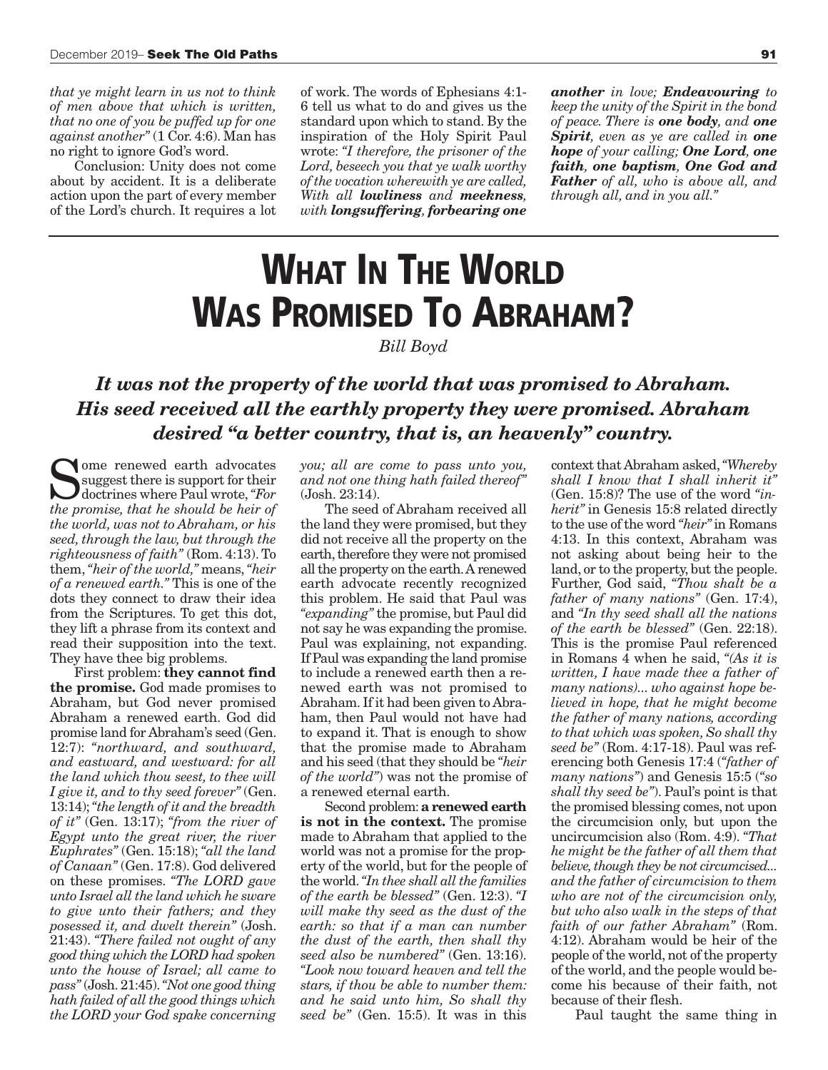*that ye might learn in us not to think of men above that which is written, that no one of you be puffed up for one against another"* (1 Cor. 4:6). Man has no right to ignore God's word.

Conclusion: Unity does not come about by accident. It is a deliberate action upon the part of every member of the Lord's church. It requires a lot of work. The words of Ephesians 4:1-6 tell us what to do and gives us the standard upon which to stand. By the inspiration of the Holy Spirit Paul wrote: *"I therefore, the prisoner of the Lord, beseech you that ye walk worthy of the vocation wherewith ye are called, With all **lowliness** and **meekness**, with **longsuffering**, **forbearing one another** in love; **Endeavouring** to keep the unity of the Spirit in the bond of peace. There is **one body**, and **one Spirit**, even as ye are called in **one hope** of your calling; **One Lord**, **one faith**, **one baptism**, **One God and Father** of all, who is above all, and through all, and in you all."*

# What In The World Was Promised To Abraham?

*Bill Boyd*

***It was not the property of the world that was promised to Abraham. His seed received all the earthly property they were promised. Abraham desired "a better country, that is, an heavenly" country.***

Some renewed earth advocates suggest there is support for their doctrines where Paul wrote, *"For the promise, that he should be heir of the world, was not to Abraham, or his seed, through the law, but through the righteousness of faith"* (Rom. 4:13). To them, *"heir of the world,"* means, *"heir of a renewed earth."* This is one of the dots they connect to draw their idea from the Scriptures. To get this dot, they lift a phrase from its context and read their supposition into the text. They have thee big problems.

First problem: **they cannot find the promise.** God made promises to Abraham, but God never promised Abraham a renewed earth. God did promise land for Abraham's seed (Gen. 12:7): *"northward, and southward, and eastward, and westward: for all the land which thou seest, to thee will I give it, and to thy seed forever"* (Gen. 13:14); *"the length of it and the breadth of it"* (Gen. 13:17); *"from the river of Egypt unto the great river, the river Euphrates"* (Gen. 15:18); *"all the land of Canaan"* (Gen. 17:8). God delivered on these promises. *"The LORD gave unto Israel all the land which he sware to give unto their fathers; and they posessed it, and dwelt therein"* (Josh. 21:43). *"There failed not ought of any good thing which the LORD had spoken unto the house of Israel; all came to pass"* (Josh. 21:45). *"Not one good thing hath failed of all the good things which the LORD your God spake concerning you; all are come to pass unto you, and not one thing hath failed thereof"* (Josh. 23:14).

The seed of Abraham received all the land they were promised, but they did not receive all the property on the earth, therefore they were not promised all the property on the earth. A renewed earth advocate recently recognized this problem. He said that Paul was *"expanding"* the promise, but Paul did not say he was expanding the promise. Paul was explaining, not expanding. If Paul was expanding the land promise to include a renewed earth then a renewed earth was not promised to Abraham. If it had been given to Abraham, then Paul would not have had to expand it. That is enough to show that the promise made to Abraham and his seed (that they should be *"heir of the world"*) was not the promise of a renewed eternal earth.

Second problem: **a renewed earth is not in the context.** The promise made to Abraham that applied to the world was not a promise for the property of the world, but for the people of the world. *"In thee shall all the families of the earth be blessed"* (Gen. 12:3). *"I will make thy seed as the dust of the earth: so that if a man can number the dust of the earth, then shall thy seed also be numbered"* (Gen. 13:16). *"Look now toward heaven and tell the stars, if thou be able to number them: and he said unto him, So shall thy seed be"* (Gen. 15:5). It was in this context that Abraham asked, *"Whereby shall I know that I shall inherit it"* (Gen. 15:8)? The use of the word *"inherit"* in Genesis 15:8 related directly to the use of the word *"heir"* in Romans 4:13. In this context, Abraham was not asking about being heir to the land, or to the property, but the people. Further, God said, *"Thou shalt be a father of many nations"* (Gen. 17:4), and *"In thy seed shall all the nations of the earth be blessed"* (Gen. 22:18). This is the promise Paul referenced in Romans 4 when he said, *"(As it is written, I have made thee a father of many nations)... who against hope believed in hope, that he might become the father of many nations, according to that which was spoken, So shall thy seed be"* (Rom. 4:17-18). Paul was referencing both Genesis 17:4 (*"father of many nations"*) and Genesis 15:5 (*"so shall thy seed be"*). Paul's point is that the promised blessing comes, not upon the circumcision only, but upon the uncircumcision also (Rom. 4:9). *"That he might be the father of all them that believe, though they be not circumcised... and the father of circumcision to them who are not of the circumcision only, but who also walk in the steps of that faith of our father Abraham"* (Rom. 4:12). Abraham would be heir of the people of the world, not of the property of the world, and the people would become his because of their faith, not because of their flesh.

Paul taught the same thing in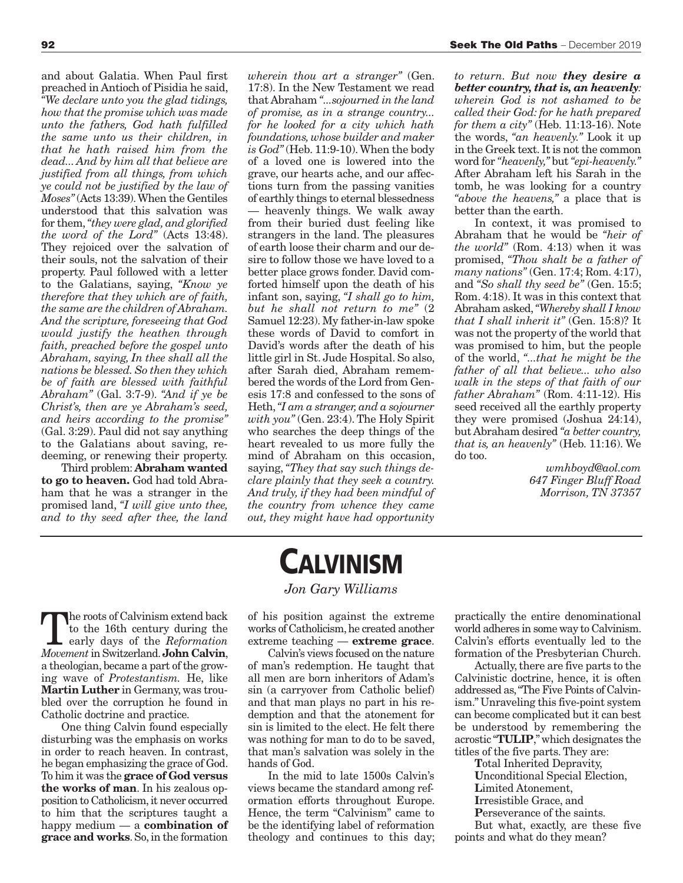and about Galatia. When Paul first preached in Antioch of Pisidia he said, *"We declare unto you the glad tidings, how that the promise which was made unto the fathers, God hath fulfilled the same unto us their children, in that he hath raised him from the dead... And by him all that believe are justified from all things, from which ye could not be justified by the law of Moses"* (Acts 13:39). When the Gentiles understood that this salvation was for them, *"they were glad, and glorified the word of the Lord"* (Acts 13:48). They rejoiced over the salvation of their souls, not the salvation of their property. Paul followed with a letter to the Galatians, saying, *"Know ye therefore that they which are of faith, the same are the children of Abraham. And the scripture, foreseeing that God would justify the heathen through faith, preached before the gospel unto Abraham, saying, In thee shall all the nations be blessed. So then they which be of faith are blessed with faithful Abraham"* (Gal. 3:7-9). *"And if ye be Christ's, then are ye Abraham's seed, and heirs according to the promise"* (Gal. 3:29). Paul did not say anything to the Galatians about saving, redeeming, or renewing their property.

Third problem: **Abraham wanted to go to heaven.** God had told Abraham that he was a stranger in the promised land, *"I will give unto thee, and to thy seed after thee, the land wherein thou art a stranger"* (Gen. 17:8). In the New Testament we read that Abraham *"...sojourned in the land of promise, as in a strange country... for he looked for a city which hath foundations, whose builder and maker is God"* (Heb. 11:9-10). When the body of a loved one is lowered into the grave, our hearts ache, and our affections turn from the passing vanities of earthly things to eternal blessedness — heavenly things. We walk away from their buried dust feeling like strangers in the land. The pleasures of earth loose their charm and our desire to follow those we have loved to a better place grows fonder. David comforted himself upon the death of his infant son, saying, *"I shall go to him, but he shall not return to me"* (2 Samuel 12:23). My father-in-law spoke these words of David to comfort in David's words after the death of his little girl in St. Jude Hospital. So also, after Sarah died, Abraham remembered the words of the Lord from Genesis 17:8 and confessed to the sons of Heth, *"I am a stranger, and a sojourner with you"* (Gen. 23:4). The Holy Spirit who searches the deep things of the heart revealed to us more fully the mind of Abraham on this occasion, saying, *"They that say such things declare plainly that they seek a country. And truly, if they had been mindful of the country from whence they came out, they might have had opportunity to return. But now* ***they desire a better country, that is, an heavenly****: wherein God is not ashamed to be called their God: for he hath prepared for them a city"* (Heb. 11:13-16). Note the words, *"an heavenly."* Look it up in the Greek text. It is not the common word for *"heavenly,"* but *"epi-heavenly."* After Abraham left his Sarah in the tomb, he was looking for a country *"above the heavens,"* a place that is better than the earth.

In context, it was promised to Abraham that he would be *"heir of the world"* (Rom. 4:13) when it was promised, *"Thou shalt be a father of many nations"* (Gen. 17:4; Rom. 4:17), and *"So shall thy seed be"* (Gen. 15:5; Rom. 4:18). It was in this context that Abraham asked, *"Whereby shall I know that I shall inherit it"* (Gen. 15:8)? It was not the property of the world that was promised to him, but the people of the world, *"...that he might be the father of all that believe... who also walk in the steps of that faith of our father Abraham"* (Rom. 4:11-12). His seed received all the earthly property they were promised (Joshua 24:14), but Abraham desired *"a better country, that is, an heavenly"* (Heb. 11:16). We do too.

*wmhboyd@aol.com*
*647 Finger Bluff Road*
*Morrison, TN 37357*

# CALVINISM

*Jon Gary Williams*

The roots of Calvinism extend back to the 16th century during the early days of the *Reformation Movement* in Switzerland. **John Calvin**, a theologian, became a part of the growing wave of *Protestantism*. He, like **Martin Luther** in Germany, was troubled over the corruption he found in Catholic doctrine and practice.

One thing Calvin found especially disturbing was the emphasis on works in order to reach heaven. In contrast, he began emphasizing the grace of God. To him it was the **grace of God versus the works of man**. In his zealous opposition to Catholicism, it never occurred to him that the scriptures taught a happy medium — a **combination of grace and works**. So, in the formation of his position against the extreme works of Catholicism, he created another extreme teaching — **extreme grace**.

Calvin's views focused on the nature of man's redemption. He taught that all men are born inheritors of Adam's sin (a carryover from Catholic belief) and that man plays no part in his redemption and that the atonement for sin is limited to the elect. He felt there was nothing for man to do to be saved, that man's salvation was solely in the hands of God.

In the mid to late 1500s Calvin's views became the standard among reformation efforts throughout Europe. Hence, the term "Calvinism" came to be the identifying label of reformation theology and continues to this day; practically the entire denominational world adheres in some way to Calvinism. Calvin's efforts eventually led to the formation of the Presbyterian Church.

Actually, there are five parts to the Calvinistic doctrine, hence, it is often addressed as, "The Five Points of Calvinism." Unraveling this five-point system can become complicated but it can best be understood by remembering the acrostic "**TULIP**," which designates the titles of the five parts. They are:

**T**otal Inherited Depravity,
**U**nconditional Special Election,
**L**imited Atonement,
**I**rresistible Grace, and
**P**erseverance of the saints.

But what, exactly, are these five points and what do they mean?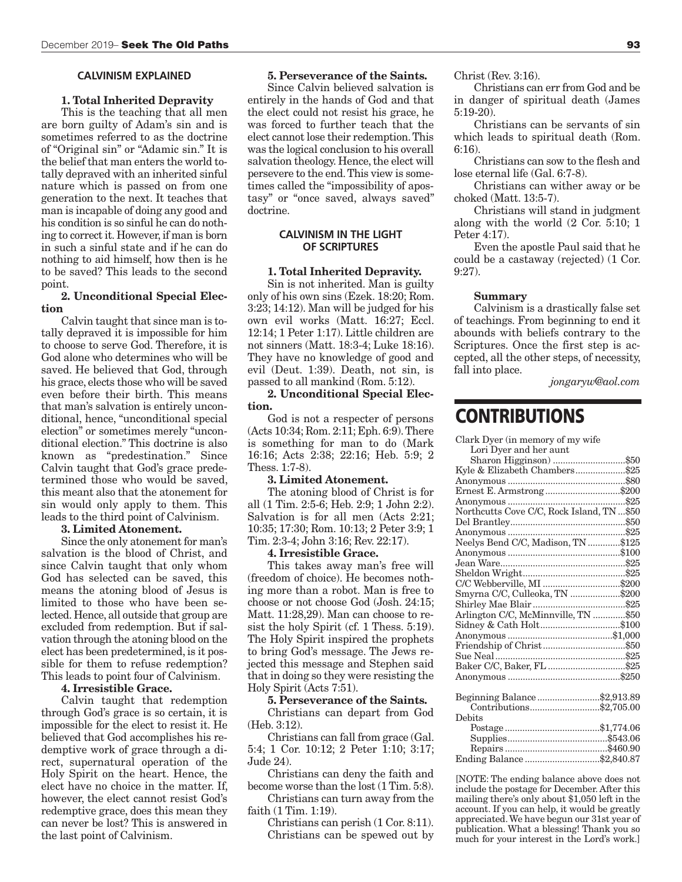## CALVINISM EXPLAINED

**1. Total Inherited Depravity**

This is the teaching that all men are born guilty of Adam's sin and is sometimes referred to as the doctrine of "Original sin" or "Adamic sin." It is the belief that man enters the world totally depraved with an inherited sinful nature which is passed on from one generation to the next. It teaches that man is incapable of doing any good and his condition is so sinful he can do nothing to correct it. However, if man is born in such a sinful state and if he can do nothing to aid himself, how then is he to be saved? This leads to the second point.

**2. Unconditional Special Election**

Calvin taught that since man is totally depraved it is impossible for him to choose to serve God. Therefore, it is God alone who determines who will be saved. He believed that God, through his grace, elects those who will be saved even before their birth. This means that man's salvation is entirely unconditional, hence, "unconditional special election" or sometimes merely "unconditional election." This doctrine is also known as "predestination." Since Calvin taught that God's grace predetermined those who would be saved, this meant also that the atonement for sin would only apply to them. This leads to the third point of Calvinism.

**3. Limited Atonement.**

Since the only atonement for man's salvation is the blood of Christ, and since Calvin taught that only whom God has selected can be saved, this means the atoning blood of Jesus is limited to those who have been selected. Hence, all outside that group are excluded from redemption. But if salvation through the atoning blood on the elect has been predetermined, is it possible for them to refuse redemption? This leads to point four of Calvinism.

**4. Irresistible Grace.**

Calvin taught that redemption through God's grace is so certain, it is impossible for the elect to resist it. He believed that God accomplishes his redemptive work of grace through a direct, supernatural operation of the Holy Spirit on the heart. Hence, the elect have no choice in the matter. If, however, the elect cannot resist God's redemptive grace, does this mean they can never be lost? This is answered in the last point of Calvinism.

**5. Perseverance of the Saints.**

Since Calvin believed salvation is entirely in the hands of God and that the elect could not resist his grace, he was forced to further teach that the elect cannot lose their redemption. This was the logical conclusion to his overall salvation theology. Hence, the elect will persevere to the end. This view is sometimes called the "impossibility of apostasy" or "once saved, always saved" doctrine.

## CALVINISM IN THE LIGHT OF SCRIPTURES

**1. Total Inherited Depravity.**

Sin is not inherited. Man is guilty only of his own sins (Ezek. 18:20; Rom. 3:23; 14:12). Man will be judged for his own evil works (Matt. 16:27; Eccl. 12:14; 1 Peter 1:17). Little children are not sinners (Matt. 18:3-4; Luke 18:16). They have no knowledge of good and evil (Deut. 1:39). Death, not sin, is passed to all mankind (Rom. 5:12).

**2. Unconditional Special Election.**

God is not a respecter of persons (Acts 10:34; Rom. 2:11; Eph. 6:9). There is something for man to do (Mark 16:16; Acts 2:38; 22:16; Heb. 5:9; 2 Thess. 1:7-8).

**3. Limited Atonement.**

The atoning blood of Christ is for all (1 Tim. 2:5-6; Heb. 2:9; 1 John 2:2). Salvation is for all men (Acts 2:21; 10:35; 17:30; Rom. 10:13; 2 Peter 3:9; 1 Tim. 2:3-4; John 3:16; Rev. 22:17).

**4. Irresistible Grace.**

This takes away man's free will (freedom of choice). He becomes nothing more than a robot. Man is free to choose or not choose God (Josh. 24:15; Matt. 11:28,29). Man can choose to resist the holy Spirit (cf. 1 Thess. 5:19). The Holy Spirit inspired the prophets to bring God's message. The Jews rejected this message and Stephen said that in doing so they were resisting the Holy Spirit (Acts 7:51).

**5. Perseverance of the Saints.**

Christians can depart from God (Heb. 3:12).

Christians can fall from grace (Gal. 5:4; 1 Cor. 10:12; 2 Peter 1:10; 3:17; Jude 24).

Christians can deny the faith and become worse than the lost (1 Tim. 5:8).

Christians can turn away from the faith (1 Tim. 1:19).

Christians can perish (1 Cor. 8:11).

Christians can be spewed out by Christ (Rev. 3:16).

Christians can err from God and be in danger of spiritual death (James 5:19-20).

Christians can be servants of sin which leads to spiritual death (Rom. 6:16).

Christians can sow to the flesh and lose eternal life (Gal. 6:7-8).

Christians can wither away or be choked (Matt. 13:5-7).

Christians will stand in judgment along with the world (2 Cor. 5:10; 1 Peter 4:17).

Even the apostle Paul said that he could be a castaway (rejected) (1 Cor. 9:27).

**Summary**

Calvinism is a drastically false set of teachings. From beginning to end it abounds with beliefs contrary to the Scriptures. Once the first step is accepted, all the other steps, of necessity, fall into place.

*jongaryw@aol.com*

# CONTRIBUTIONS

| | |
|---|---|
| Clark Dyer (in memory of my wife Lori Dyer and her aunt Sharon Higginson) | $50 |
| Kyle & Elizabeth Chambers | $25 |
| Anonymous | $80 |
| Ernest E. Armstrong | $200 |
| Anonymous | $25 |
| Northcutts Cove C/C, Rock Island, TN | $50 |
| Del Brantley | $50 |
| Anonymous | $25 |
| Neelys Bend C/C, Madison, TN | $125 |
| Anonymous | $100 |
| Jean Ware | $25 |
| Sheldon Wright | $25 |
| C/C Webberville, MI | $200 |
| Smyrna C/C, Culleoka, TN | $200 |
| Shirley Mae Blair | $25 |
| Arlington C/C, McMinnville, TN | $50 |
| Sidney & Cath Holt | $100 |
| Anonymous | $1,000 |
| Friendship of Christ | $50 |
| Sue Neal | $25 |
| Baker C/C, Baker, FL | $25 |
| Anonymous | $250 |

| | |
|---|---|
| Beginning Balance | $2,913.89 |
| Contributions | $2,705.00 |
| Debits | |
| Postage | $1,774.06 |
| Supplies | $543.06 |
| Repairs | $460.90 |
| Ending Balance | $2,840.87 |

[NOTE: The ending balance above does not include the postage for December. After this mailing there's only about $1,050 left in the account. If you can help, it would be greatly appreciated. We have begun our 31st year of publication. What a blessing! Thank you so much for your interest in the Lord's work.]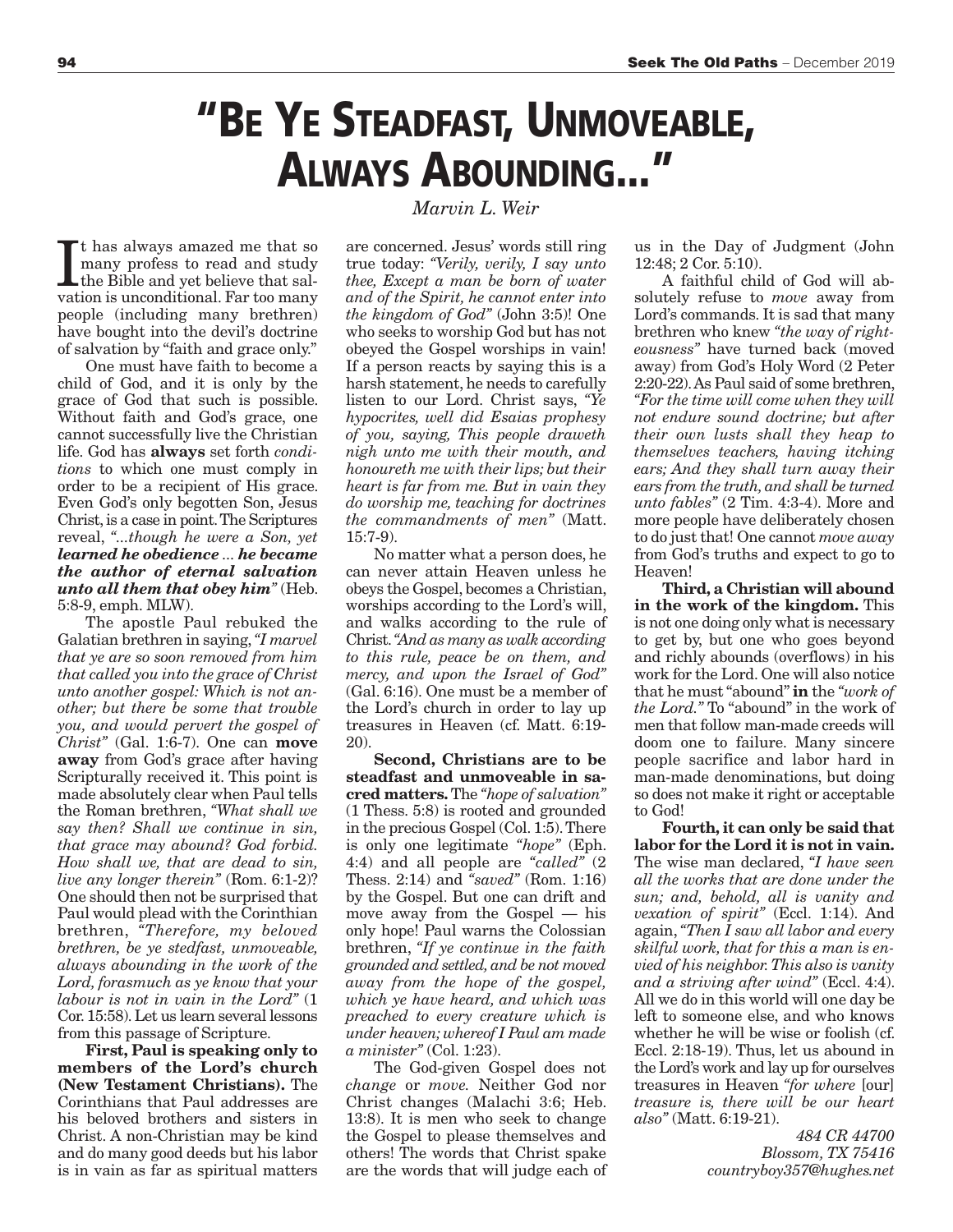# "Be Ye Steadfast, Unmoveable, Always Abounding..."

*Marvin L. Weir*

It has always amazed me that so many profess to read and study the Bible and yet believe that salvation is unconditional. Far too many people (including many brethren) have bought into the devil's doctrine of salvation by "faith and grace only."

One must have faith to become a child of God, and it is only by the grace of God that such is possible. Without faith and God's grace, one cannot successfully live the Christian life. God has **always** set forth *conditions* to which one must comply in order to be a recipient of His grace. Even God's only begotten Son, Jesus Christ, is a case in point. The Scriptures reveal, *"...though he were a Son, yet **learned he obedience** ... **he became the author of eternal salvation unto all them that obey him**"* (Heb. 5:8-9, emph. MLW).

The apostle Paul rebuked the Galatian brethren in saying, *"I marvel that ye are so soon removed from him that called you into the grace of Christ unto another gospel: Which is not another; but there be some that trouble you, and would pervert the gospel of Christ"* (Gal. 1:6-7). One can **move away** from God's grace after having Scripturally received it. This point is made absolutely clear when Paul tells the Roman brethren, *"What shall we say then? Shall we continue in sin, that grace may abound? God forbid. How shall we, that are dead to sin, live any longer therein"* (Rom. 6:1-2)? One should then not be surprised that Paul would plead with the Corinthian brethren, *"Therefore, my beloved brethren, be ye stedfast, unmoveable, always abounding in the work of the Lord, forasmuch as ye know that your labour is not in vain in the Lord"* (1 Cor. 15:58). Let us learn several lessons from this passage of Scripture.

**First, Paul is speaking only to members of the Lord's church (New Testament Christians).** The Corinthians that Paul addresses are his beloved brothers and sisters in Christ. A non-Christian may be kind and do many good deeds but his labor is in vain as far as spiritual matters are concerned. Jesus' words still ring true today: *"Verily, verily, I say unto thee, Except a man be born of water and of the Spirit, he cannot enter into the kingdom of God"* (John 3:5)! One who seeks to worship God but has not obeyed the Gospel worships in vain! If a person reacts by saying this is a harsh statement, he needs to carefully listen to our Lord. Christ says, *"Ye hypocrites, well did Esaias prophesy of you, saying, This people draweth nigh unto me with their mouth, and honoureth me with their lips; but their heart is far from me. But in vain they do worship me, teaching for doctrines the commandments of men"* (Matt. 15:7-9).

No matter what a person does, he can never attain Heaven unless he obeys the Gospel, becomes a Christian, worships according to the Lord's will, and walks according to the rule of Christ. *"And as many as walk according to this rule, peace be on them, and mercy, and upon the Israel of God"* (Gal. 6:16). One must be a member of the Lord's church in order to lay up treasures in Heaven (cf. Matt. 6:19-20).

**Second, Christians are to be steadfast and unmoveable in sacred matters.** The *"hope of salvation"* (1 Thess. 5:8) is rooted and grounded in the precious Gospel (Col. 1:5). There is only one legitimate *"hope"* (Eph. 4:4) and all people are *"called"* (2 Thess. 2:14) and *"saved"* (Rom. 1:16) by the Gospel. But one can drift and move away from the Gospel — his only hope! Paul warns the Colossian brethren, *"If ye continue in the faith grounded and settled, and be not moved away from the hope of the gospel, which ye have heard, and which was preached to every creature which is under heaven; whereof I Paul am made a minister"* (Col. 1:23).

The God-given Gospel does not *change* or *move.* Neither God nor Christ changes (Malachi 3:6; Heb. 13:8). It is men who seek to change the Gospel to please themselves and others! The words that Christ spake are the words that will judge each of us in the Day of Judgment (John 12:48; 2 Cor. 5:10).

A faithful child of God will absolutely refuse to *move* away from Lord's commands. It is sad that many brethren who knew *"the way of righteousness"* have turned back (moved away) from God's Holy Word (2 Peter 2:20-22). As Paul said of some brethren, *"For the time will come when they will not endure sound doctrine; but after their own lusts shall they heap to themselves teachers, having itching ears; And they shall turn away their ears from the truth, and shall be turned unto fables"* (2 Tim. 4:3-4). More and more people have deliberately chosen to do just that! One cannot *move away* from God's truths and expect to go to Heaven!

**Third, a Christian will abound in the work of the kingdom.** This is not one doing only what is necessary to get by, but one who goes beyond and richly abounds (overflows) in his work for the Lord. One will also notice that he must "abound" **in** the *"work of the Lord."* To "abound" in the work of men that follow man-made creeds will doom one to failure. Many sincere people sacrifice and labor hard in man-made denominations, but doing so does not make it right or acceptable to God!

**Fourth, it can only be said that labor for the Lord it is not in vain.** The wise man declared, *"I have seen all the works that are done under the sun; and, behold, all is vanity and vexation of spirit"* (Eccl. 1:14). And again, *"Then I saw all labor and every skilful work, that for this a man is envied of his neighbor. This also is vanity and a striving after wind"* (Eccl. 4:4). All we do in this world will one day be left to someone else, and who knows whether he will be wise or foolish (cf. Eccl. 2:18-19). Thus, let us abound in the Lord's work and lay up for ourselves treasures in Heaven *"for where* [our] *treasure is, there will be our heart also"* (Matt. 6:19-21).

*484 CR 44700*
*Blossom, TX 75416*
*countryboy357@hughes.net*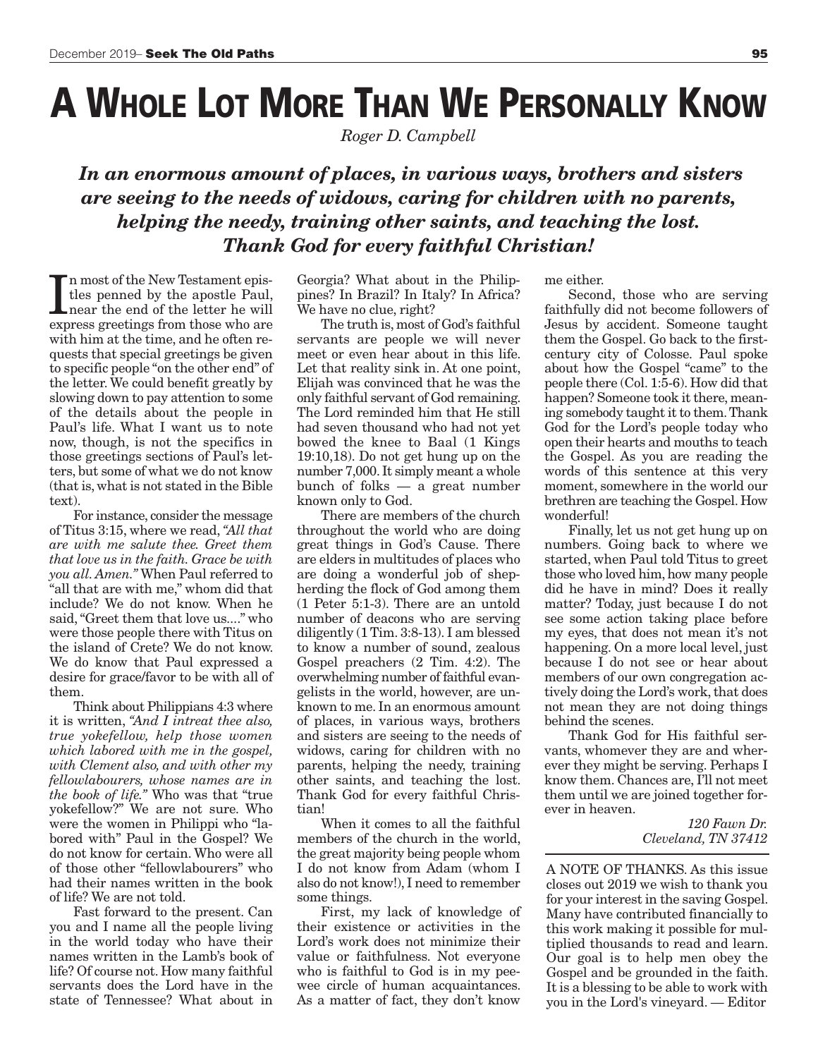# A Whole Lot More Than We Personally Know

*Roger D. Campbell*

***In an enormous amount of places, in various ways, brothers and sisters are seeing to the needs of widows, caring for children with no parents, helping the needy, training other saints, and teaching the lost. Thank God for every faithful Christian!***

In most of the New Testament epistles penned by the apostle Paul, near the end of the letter he will express greetings from those who are with him at the time, and he often requests that special greetings be given to specific people "on the other end" of the letter. We could benefit greatly by slowing down to pay attention to some of the details about the people in Paul's life. What I want us to note now, though, is not the specifics in those greetings sections of Paul's letters, but some of what we do not know (that is, what is not stated in the Bible text).

For instance, consider the message of Titus 3:15, where we read, *"All that are with me salute thee. Greet them that love us in the faith. Grace be with you all. Amen."* When Paul referred to "all that are with me," whom did that include? We do not know. When he said, "Greet them that love us...." who were those people there with Titus on the island of Crete? We do not know. We do know that Paul expressed a desire for grace/favor to be with all of them.

Think about Philippians 4:3 where it is written, *"And I intreat thee also, true yokefellow, help those women which labored with me in the gospel, with Clement also, and with other my fellowlabourers, whose names are in the book of life."* Who was that "true yokefellow?" We are not sure. Who were the women in Philippi who "labored with" Paul in the Gospel? We do not know for certain. Who were all of those other "fellowlabourers" who had their names written in the book of life? We are not told.

Fast forward to the present. Can you and I name all the people living in the world today who have their names written in the Lamb's book of life? Of course not. How many faithful servants does the Lord have in the state of Tennessee? What about in Georgia? What about in the Philippines? In Brazil? In Italy? In Africa? We have no clue, right?

The truth is, most of God's faithful servants are people we will never meet or even hear about in this life. Let that reality sink in. At one point, Elijah was convinced that he was the only faithful servant of God remaining. The Lord reminded him that He still had seven thousand who had not yet bowed the knee to Baal (1 Kings 19:10,18). Do not get hung up on the number 7,000. It simply meant a whole bunch of folks — a great number known only to God.

There are members of the church throughout the world who are doing great things in God's Cause. There are elders in multitudes of places who are doing a wonderful job of shepherding the flock of God among them (1 Peter 5:1-3). There are an untold number of deacons who are serving diligently (1 Tim. 3:8-13). I am blessed to know a number of sound, zealous Gospel preachers (2 Tim. 4:2). The overwhelming number of faithful evangelists in the world, however, are unknown to me. In an enormous amount of places, in various ways, brothers and sisters are seeing to the needs of widows, caring for children with no parents, helping the needy, training other saints, and teaching the lost. Thank God for every faithful Christian!

When it comes to all the faithful members of the church in the world, the great majority being people whom I do not know from Adam (whom I also do not know!), I need to remember some things.

First, my lack of knowledge of their existence or activities in the Lord's work does not minimize their value or faithfulness. Not everyone who is faithful to God is in my peewee circle of human acquaintances. As a matter of fact, they don't know me either.

Second, those who are serving faithfully did not become followers of Jesus by accident. Someone taught them the Gospel. Go back to the first-century city of Colosse. Paul spoke about how the Gospel "came" to the people there (Col. 1:5-6). How did that happen? Someone took it there, meaning somebody taught it to them. Thank God for the Lord's people today who open their hearts and mouths to teach the Gospel. As you are reading the words of this sentence at this very moment, somewhere in the world our brethren are teaching the Gospel. How wonderful!

Finally, let us not get hung up on numbers. Going back to where we started, when Paul told Titus to greet those who loved him, how many people did he have in mind? Does it really matter? Today, just because I do not see some action taking place before my eyes, that does not mean it's not happening. On a more local level, just because I do not see or hear about members of our own congregation actively doing the Lord's work, that does not mean they are not doing things behind the scenes.

Thank God for His faithful servants, whomever they are and wherever they might be serving. Perhaps I know them. Chances are, I'll not meet them until we are joined together forever in heaven.

*120 Fawn Dr.*
*Cleveland, TN 37412*

---

A NOTE OF THANKS. As this issue closes out 2019 we wish to thank you for your interest in the saving Gospel. Many have contributed financially to this work making it possible for multiplied thousands to read and learn. Our goal is to help men obey the Gospel and be grounded in the faith. It is a blessing to be able to work with you in the Lord's vineyard. — Editor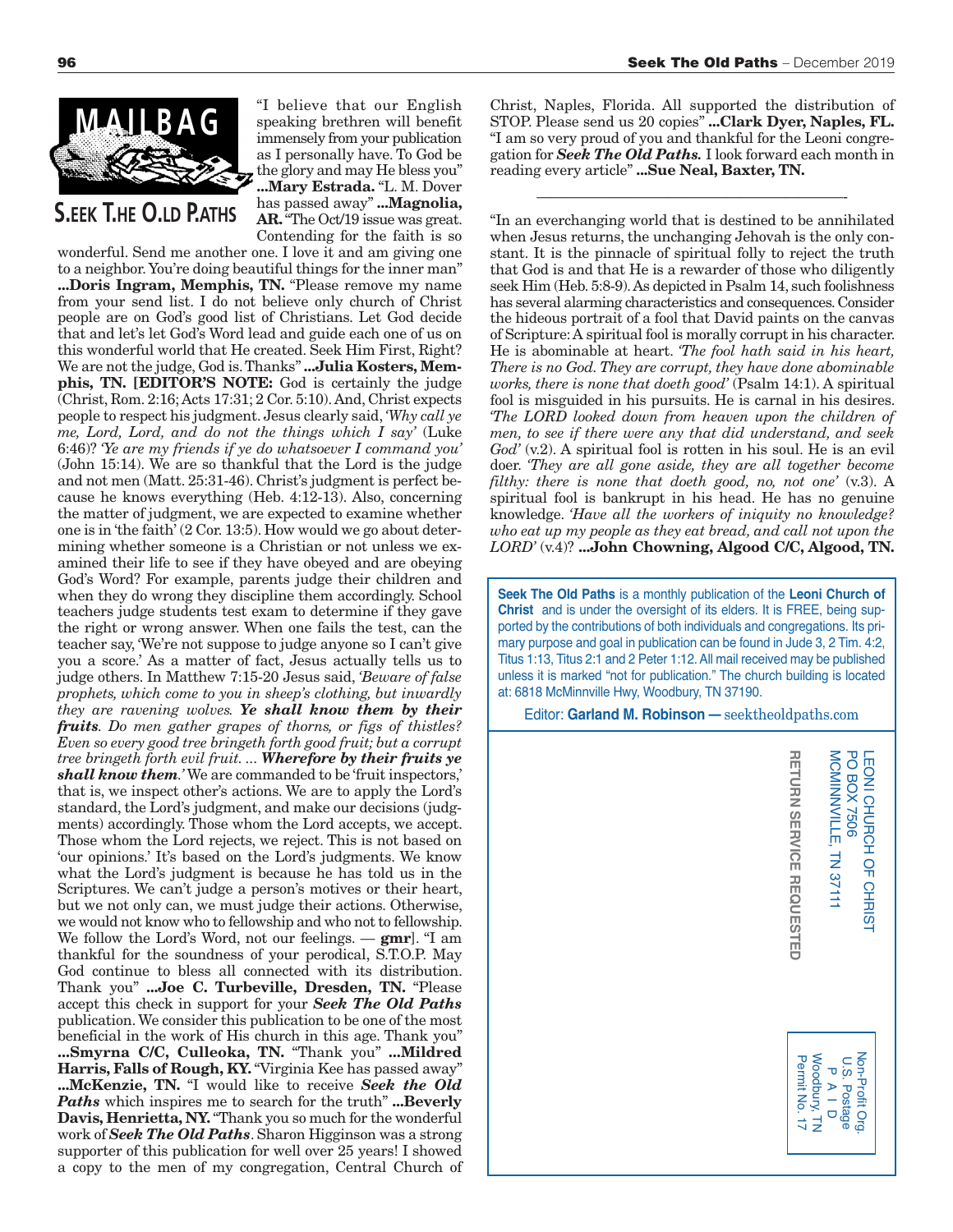# MAILBAG

## SEEK THE OLD PATHS

"I believe that our English speaking brethren will benefit immensely from your publication as I personally have. To God be the glory and may He bless you" **...Mary Estrada.** "L. M. Dover has passed away" **...Magnolia, AR.** "The Oct/19 issue was great. Contending for the faith is so wonderful. Send me another one. I love it and am giving one to a neighbor. You're doing beautiful things for the inner man" **...Doris Ingram, Memphis, TN.** "Please remove my name from your send list. I do not believe only church of Christ people are on God's good list of Christians. Let God decide that and let's let God's Word lead and guide each one of us on this wonderful world that He created. Seek Him First, Right? We are not the judge, God is. Thanks" **...Julia Kosters, Memphis, TN. [EDITOR'S NOTE:** God is certainly the judge (Christ, Rom. 2:16; Acts 17:31; 2 Cor. 5:10). And, Christ expects people to respect his judgment. Jesus clearly said, *'Why call ye me, Lord, Lord, and do not the things which I say'* (Luke 6:46)? *'Ye are my friends if ye do whatsoever I command you'* (John 15:14). We are so thankful that the Lord is the judge and not men (Matt. 25:31-46). Christ's judgment is perfect because he knows everything (Heb. 4:12-13). Also, concerning the matter of judgment, we are expected to examine whether one is in 'the faith' (2 Cor. 13:5). How would we go about determining whether someone is a Christian or not unless we examined their life to see if they have obeyed and are obeying God's Word? For example, parents judge their children and when they do wrong they discipline them accordingly. School teachers judge students test exam to determine if they gave the right or wrong answer. When one fails the test, can the teacher say, 'We're not suppose to judge anyone so I can't give you a score.' As a matter of fact, Jesus actually tells us to judge others. In Matthew 7:15-20 Jesus said, *'Beware of false prophets, which come to you in sheep's clothing, but inwardly they are ravening wolves.* ***Ye shall know them by their fruits****. Do men gather grapes of thorns, or figs of thistles? Even so every good tree bringeth forth good fruit; but a corrupt tree bringeth forth evil fruit. ...* ***Wherefore by their fruits ye shall know them****.'* We are commanded to be 'fruit inspectors,' that is, we inspect other's actions. We are to apply the Lord's standard, the Lord's judgment, and make our decisions (judgments) accordingly. Those whom the Lord accepts, we accept. Those whom the Lord rejects, we reject. This is not based on 'our opinions.' It's based on the Lord's judgments. We know what the Lord's judgment is because he has told us in the Scriptures. We can't judge a person's motives or their heart, but we not only can, we must judge their actions. Otherwise, we would not know who to fellowship and who not to fellowship. We follow the Lord's Word, not our feelings. — **gmr**]. "I am thankful for the soundness of your perodical, S.T.O.P. May God continue to bless all connected with its distribution. Thank you" **...Joe C. Turbeville, Dresden, TN.** "Please accept this check in support for your ***Seek The Old Paths*** publication. We consider this publication to be one of the most beneficial in the work of His church in this age. Thank you" **...Smyrna C/C, Culleoka, TN.** "Thank you" **...Mildred Harris, Falls of Rough, KY.** "Virginia Kee has passed away" **...McKenzie, TN.** "I would like to receive ***Seek the Old Paths*** which inspires me to search for the truth" **...Beverly Davis, Henrietta, NY.** "Thank you so much for the wonderful work of ***Seek The Old Paths***. Sharon Higginson was a strong supporter of this publication for well over 25 years! I showed a copy to the men of my congregation, Central Church of Christ, Naples, Florida. All supported the distribution of STOP. Please send us 20 copies" **...Clark Dyer, Naples, FL.** "I am so very proud of you and thankful for the Leoni congregation for ***Seek The Old Paths.*** I look forward each month in reading every article" **...Sue Neal, Baxter, TN.**

---

"In an everchanging world that is destined to be annihilated when Jesus returns, the unchanging Jehovah is the only constant. It is the pinnacle of spiritual folly to reject the truth that God is and that He is a rewarder of those who diligently seek Him (Heb. 5:8-9). As depicted in Psalm 14, such foolishness has several alarming characteristics and consequences. Consider the hideous portrait of a fool that David paints on the canvas of Scripture: A spiritual fool is morally corrupt in his character. He is abominable at heart. *'The fool hath said in his heart, There is no God. They are corrupt, they have done abominable works, there is none that doeth good'* (Psalm 14:1). A spiritual fool is misguided in his pursuits. He is carnal in his desires. *'The LORD looked down from heaven upon the children of men, to see if there were any that did understand, and seek God'* (v.2). A spiritual fool is rotten in his soul. He is an evil doer. *'They are all gone aside, they are all together become filthy: there is none that doeth good, no, not one'* (v.3). A spiritual fool is bankrupt in his head. He has no genuine knowledge. *'Have all the workers of iniquity no knowledge? who eat up my people as they eat bread, and call not upon the LORD'* (v.4)? **...John Chowning, Algood C/C, Algood, TN.**

---

**Seek The Old Paths** is a monthly publication of the **Leoni Church of Christ** and is under the oversight of its elders. It is FREE, being supported by the contributions of both individuals and congregations. Its primary purpose and goal in publication can be found in Jude 3, 2 Tim. 4:2, Titus 1:13, Titus 2:1 and 2 Peter 1:12. All mail received may be published unless it is marked "not for publication." The church building is located at: 6818 McMinnville Hwy, Woodbury, TN 37190.

Editor: **Garland M. Robinson —** seektheoldpaths.com

LEONI CHURCH OF CHRIST
PO BOX 7506
MCMINNVILLE, TN 37111

**RETURN SERVICE REQUESTED**

Non-Profit Org.
U.S. Postage
P A I D
Woodbury, TN
Permit No. 17